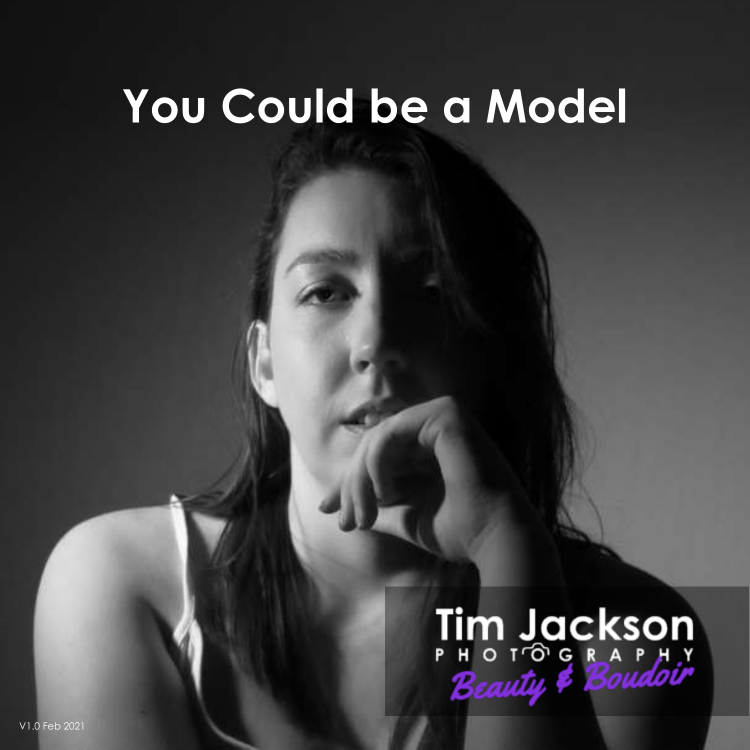# You Could be a Model

Tim Jackson
PHOTOGRAPHY
*Beauty & Boudoir*

V1.0 Feb 2021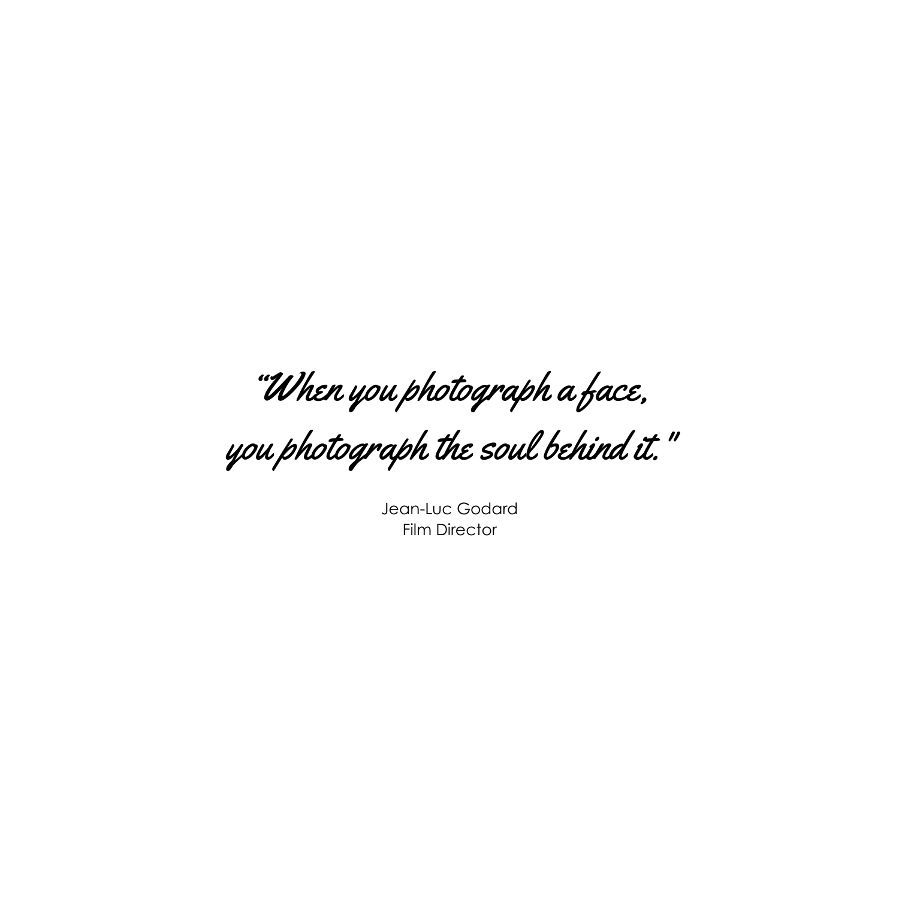*"When you photograph a face,*
*you photograph the soul behind it."*

Jean-Luc Godard
Film Director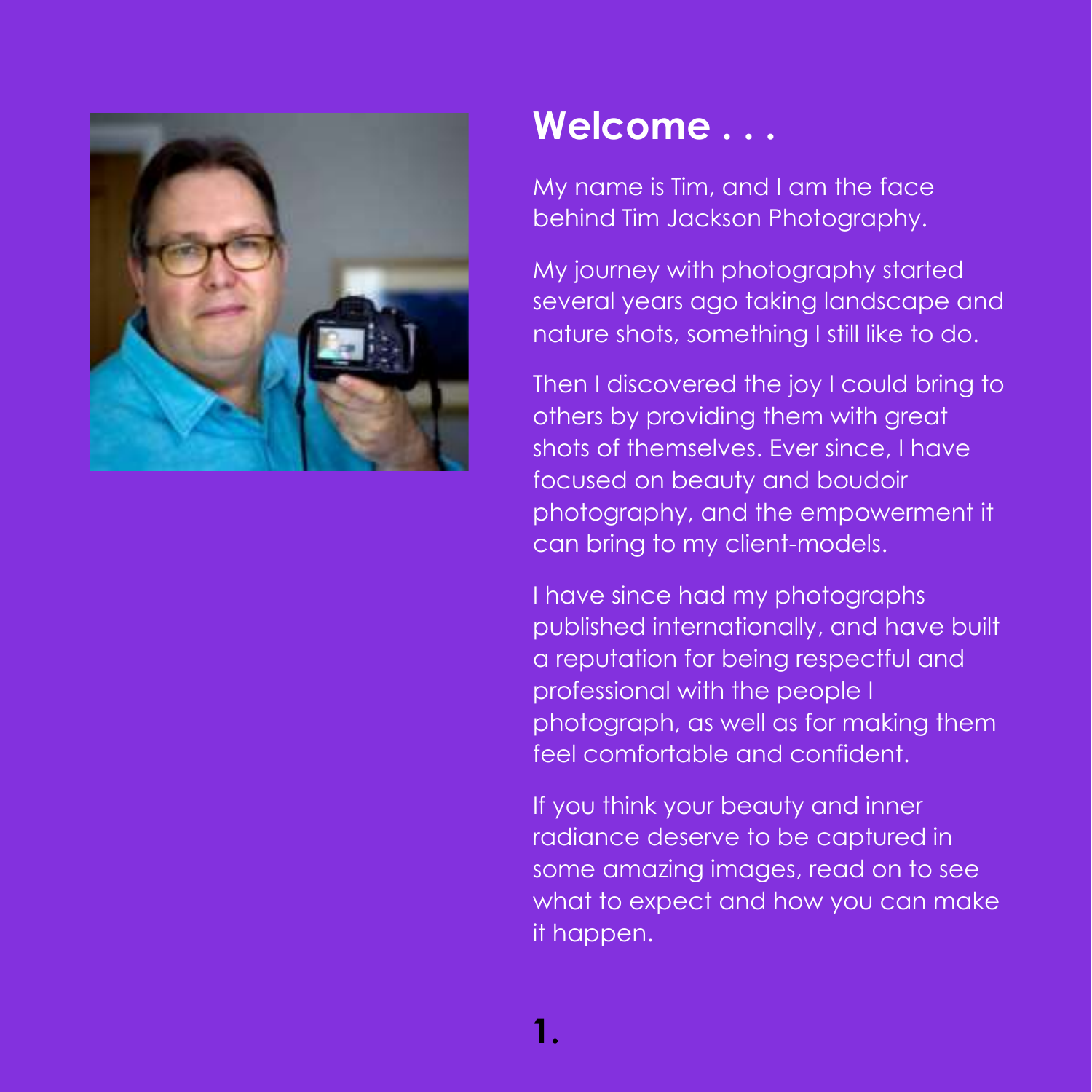# Welcome . . .

My name is Tim, and I am the face behind Tim Jackson Photography.

My journey with photography started several years ago taking landscape and nature shots, something I still like to do.

Then I discovered the joy I could bring to others by providing them with great shots of themselves. Ever since, I have focused on beauty and boudoir photography, and the empowerment it can bring to my client-models.

I have since had my photographs published internationally, and have built a reputation for being respectful and professional with the people I photograph, as well as for making them feel comfortable and confident.

If you think your beauty and inner radiance deserve to be captured in some amazing images, read on to see what to expect and how you can make it happen.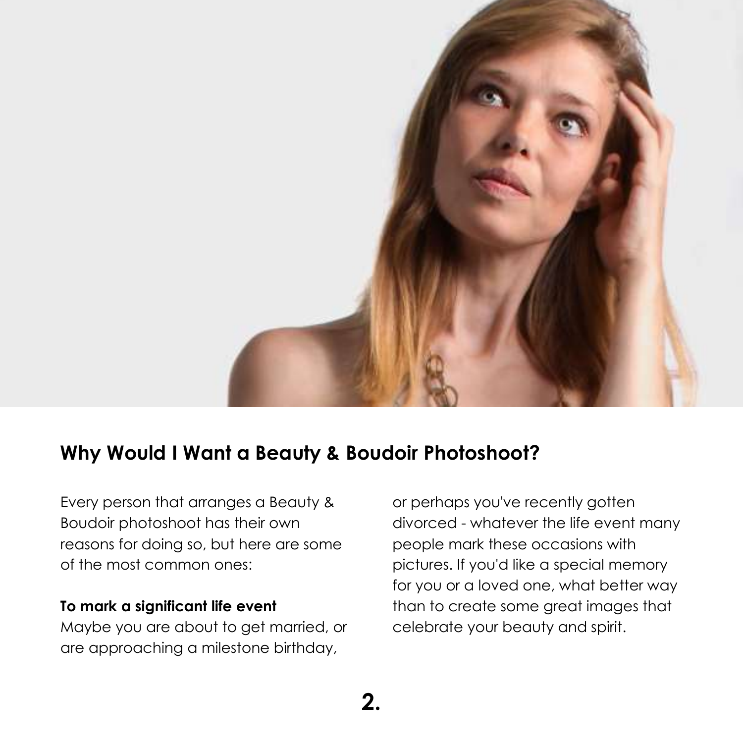## Why Would I Want a Beauty & Boudoir Photoshoot?

Every person that arranges a Beauty & Boudoir photoshoot has their own reasons for doing so, but here are some of the most common ones:

**To mark a significant life event**

Maybe you are about to get married, or are approaching a milestone birthday, or perhaps you've recently gotten divorced - whatever the life event many people mark these occasions with pictures. If you'd like a special memory for you or a loved one, what better way than to create some great images that celebrate your beauty and spirit.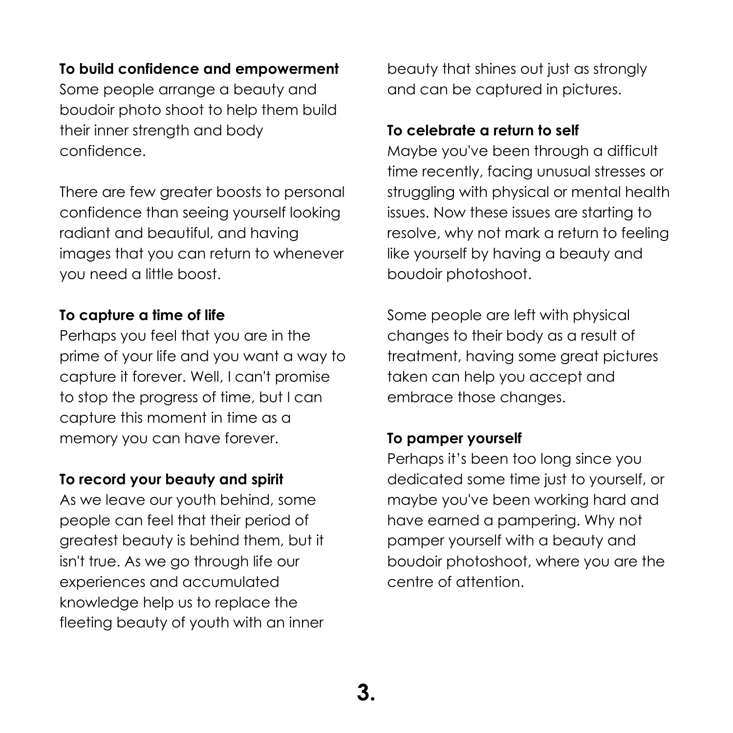**To build confidence and empowerment**

Some people arrange a beauty and boudoir photo shoot to help them build their inner strength and body confidence.

There are few greater boosts to personal confidence than seeing yourself looking radiant and beautiful, and having images that you can return to whenever you need a little boost.

**To capture a time of life**

Perhaps you feel that you are in the prime of your life and you want a way to capture it forever. Well, I can't promise to stop the progress of time, but I can capture this moment in time as a memory you can have forever.

**To record your beauty and spirit**

As we leave our youth behind, some people can feel that their period of greatest beauty is behind them, but it isn't true. As we go through life our experiences and accumulated knowledge help us to replace the fleeting beauty of youth with an inner beauty that shines out just as strongly and can be captured in pictures.

**To celebrate a return to self**

Maybe you've been through a difficult time recently, facing unusual stresses or struggling with physical or mental health issues. Now these issues are starting to resolve, why not mark a return to feeling like yourself by having a beauty and boudoir photoshoot.

Some people are left with physical changes to their body as a result of treatment, having some great pictures taken can help you accept and embrace those changes.

**To pamper yourself**

Perhaps it's been too long since you dedicated some time just to yourself, or maybe you've been working hard and have earned a pampering. Why not pamper yourself with a beauty and boudoir photoshoot, where you are the centre of attention.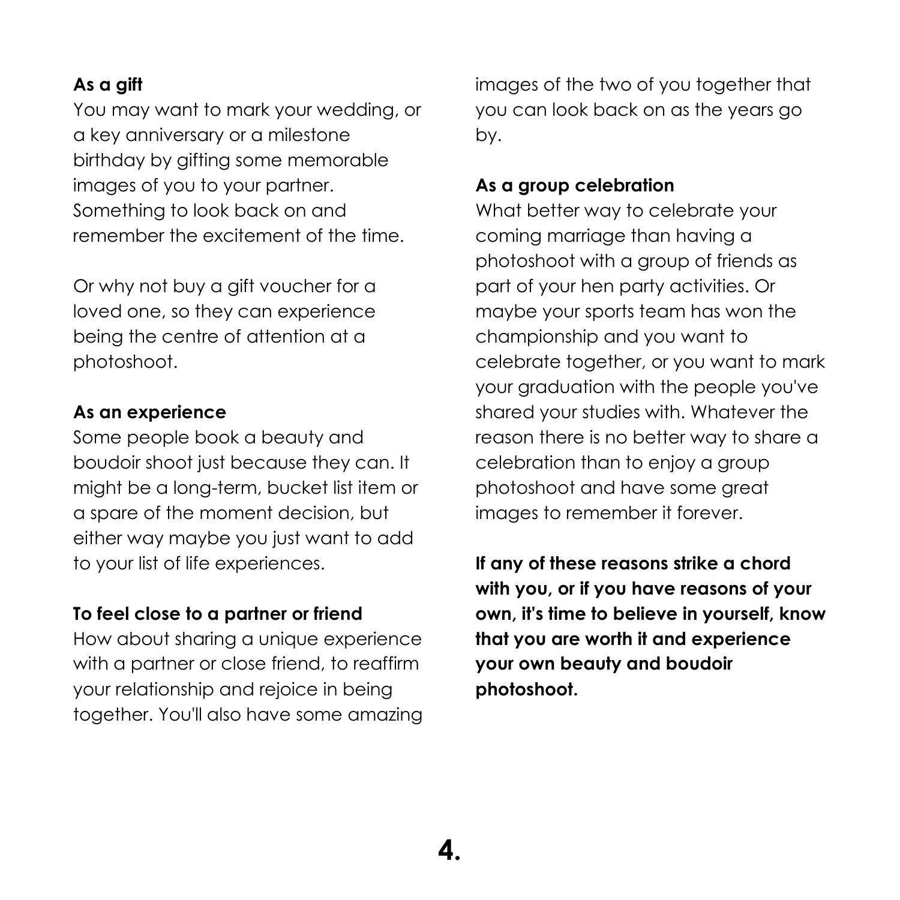**As a gift**

You may want to mark your wedding, or a key anniversary or a milestone birthday by gifting some memorable images of you to your partner. Something to look back on and remember the excitement of the time.

Or why not buy a gift voucher for a loved one, so they can experience being the centre of attention at a photoshoot.

**As an experience**

Some people book a beauty and boudoir shoot just because they can. It might be a long-term, bucket list item or a spare of the moment decision, but either way maybe you just want to add to your list of life experiences.

**To feel close to a partner or friend**

How about sharing a unique experience with a partner or close friend, to reaffirm your relationship and rejoice in being together. You'll also have some amazing images of the two of you together that you can look back on as the years go by.

**As a group celebration**

What better way to celebrate your coming marriage than having a photoshoot with a group of friends as part of your hen party activities. Or maybe your sports team has won the championship and you want to celebrate together, or you want to mark your graduation with the people you've shared your studies with. Whatever the reason there is no better way to share a celebration than to enjoy a group photoshoot and have some great images to remember it forever.

**If any of these reasons strike a chord with you, or if you have reasons of your own, it's time to believe in yourself, know that you are worth it and experience your own beauty and boudoir photoshoot.**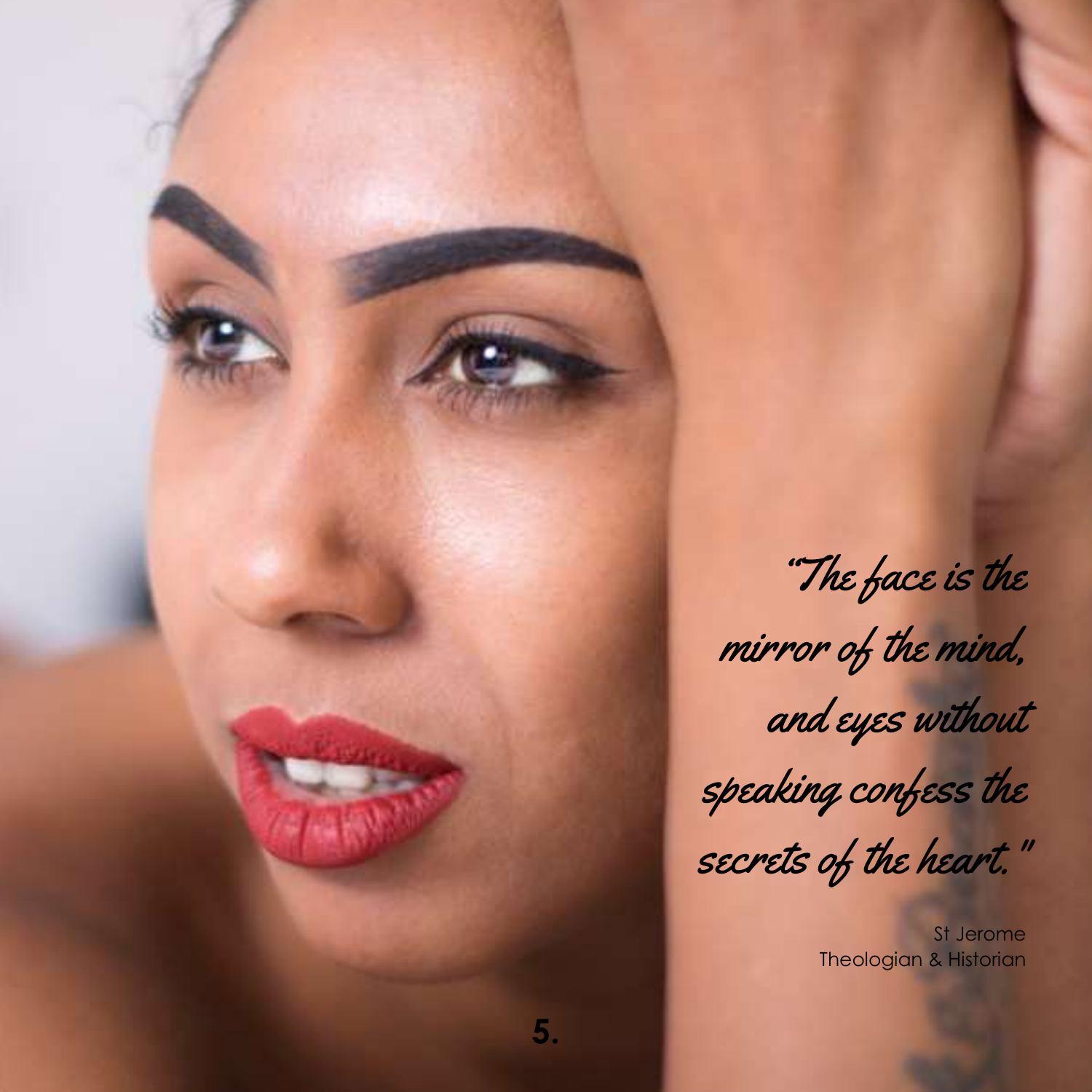*"The face is the mirror of the mind, and eyes without speaking confess the secrets of the heart."*

St Jerome
Theologian & Historian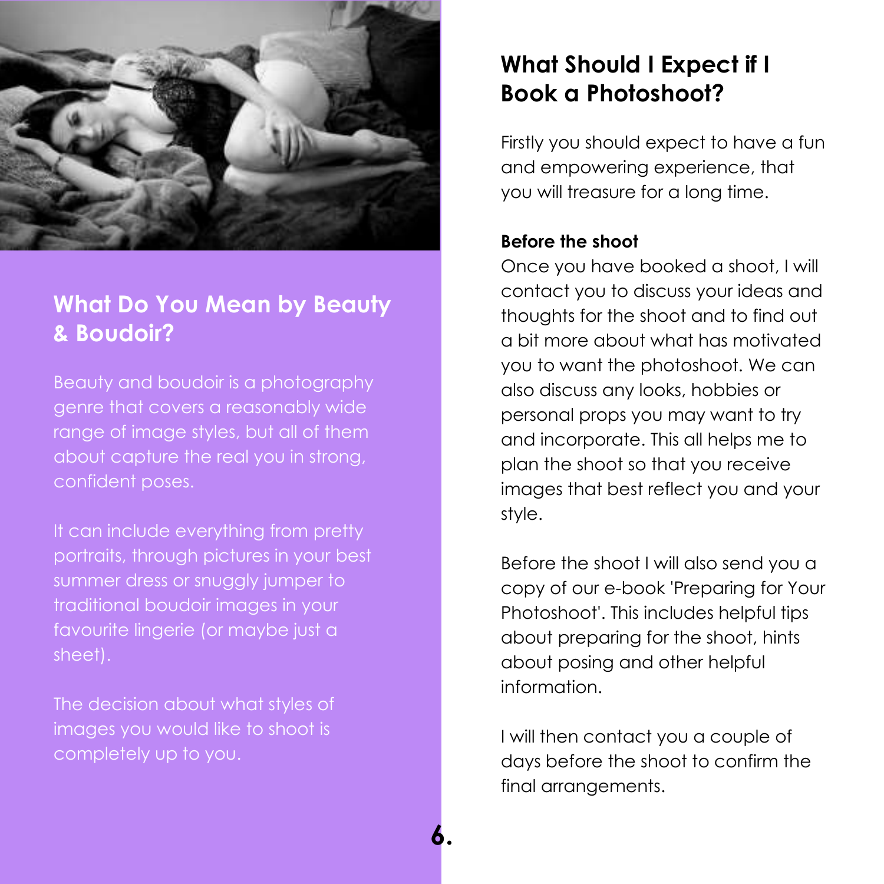## What Do You Mean by Beauty & Boudoir?

Beauty and boudoir is a photography genre that covers a reasonably wide range of image styles, but all of them about capture the real you in strong, confident poses.

It can include everything from pretty portraits, through pictures in your best summer dress or snuggly jumper to traditional boudoir images in your favourite lingerie (or maybe just a sheet).

The decision about what styles of images you would like to shoot is completely up to you.

## What Should I Expect if I Book a Photoshoot?

Firstly you should expect to have a fun and empowering experience, that you will treasure for a long time.

**Before the shoot**

Once you have booked a shoot, I will contact you to discuss your ideas and thoughts for the shoot and to find out a bit more about what has motivated you to want the photoshoot. We can also discuss any looks, hobbies or personal props you may want to try and incorporate. This all helps me to plan the shoot so that you receive images that best reflect you and your style.

Before the shoot I will also send you a copy of our e-book 'Preparing for Your Photoshoot'. This includes helpful tips about preparing for the shoot, hints about posing and other helpful information.

I will then contact you a couple of days before the shoot to confirm the final arrangements.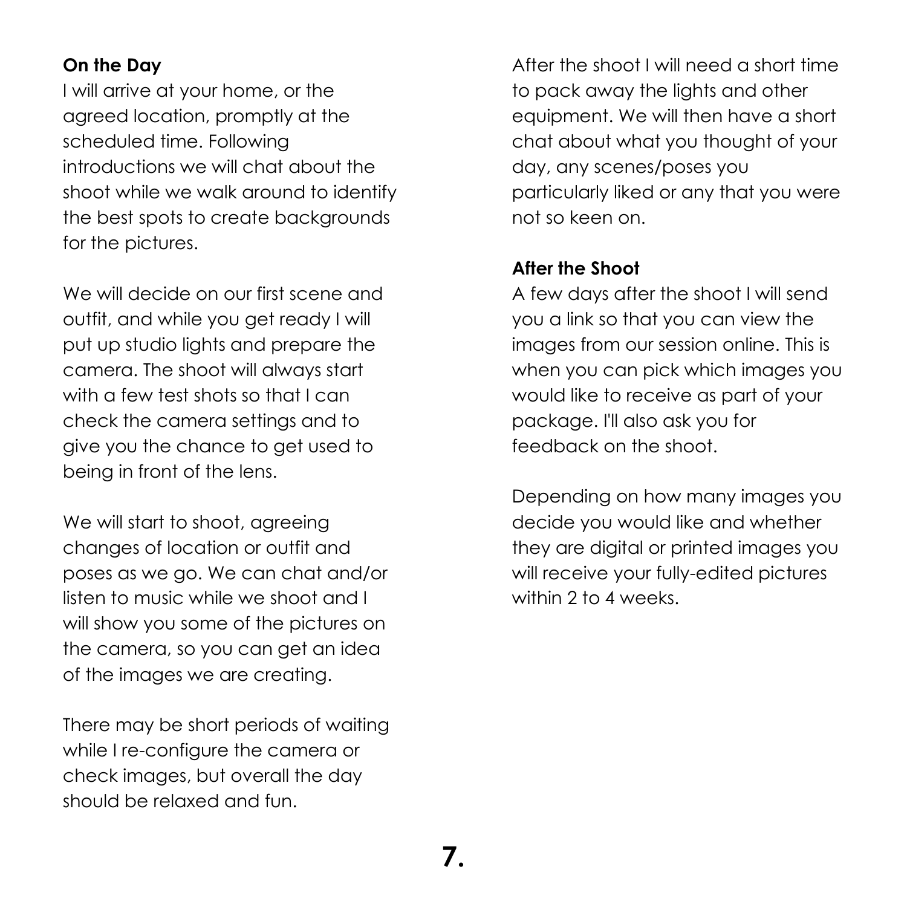**On the Day**

I will arrive at your home, or the agreed location, promptly at the scheduled time. Following introductions we will chat about the shoot while we walk around to identify the best spots to create backgrounds for the pictures.

We will decide on our first scene and outfit, and while you get ready I will put up studio lights and prepare the camera. The shoot will always start with a few test shots so that I can check the camera settings and to give you the chance to get used to being in front of the lens.

We will start to shoot, agreeing changes of location or outfit and poses as we go. We can chat and/or listen to music while we shoot and I will show you some of the pictures on the camera, so you can get an idea of the images we are creating.

There may be short periods of waiting while I re-configure the camera or check images, but overall the day should be relaxed and fun.

After the shoot I will need a short time to pack away the lights and other equipment. We will then have a short chat about what you thought of your day, any scenes/poses you particularly liked or any that you were not so keen on.

**After the Shoot**

A few days after the shoot I will send you a link so that you can view the images from our session online. This is when you can pick which images you would like to receive as part of your package. I'll also ask you for feedback on the shoot.

Depending on how many images you decide you would like and whether they are digital or printed images you will receive your fully-edited pictures within 2 to 4 weeks.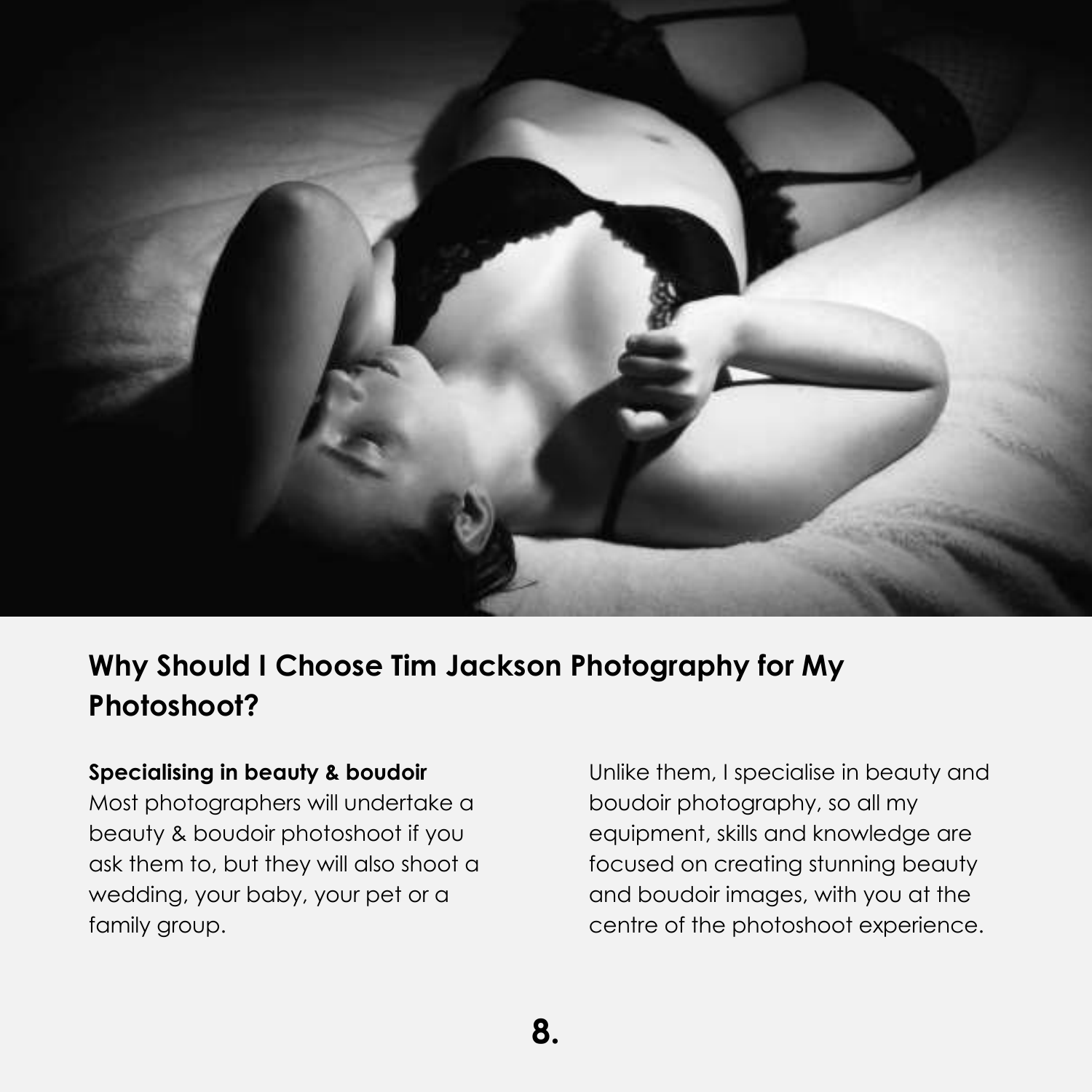## Why Should I Choose Tim Jackson Photography for My Photoshoot?

**Specialising in beauty & boudoir**

Most photographers will undertake a beauty & boudoir photoshoot if you ask them to, but they will also shoot a wedding, your baby, your pet or a family group.

Unlike them, I specialise in beauty and boudoir photography, so all my equipment, skills and knowledge are focused on creating stunning beauty and boudoir images, with you at the centre of the photoshoot experience.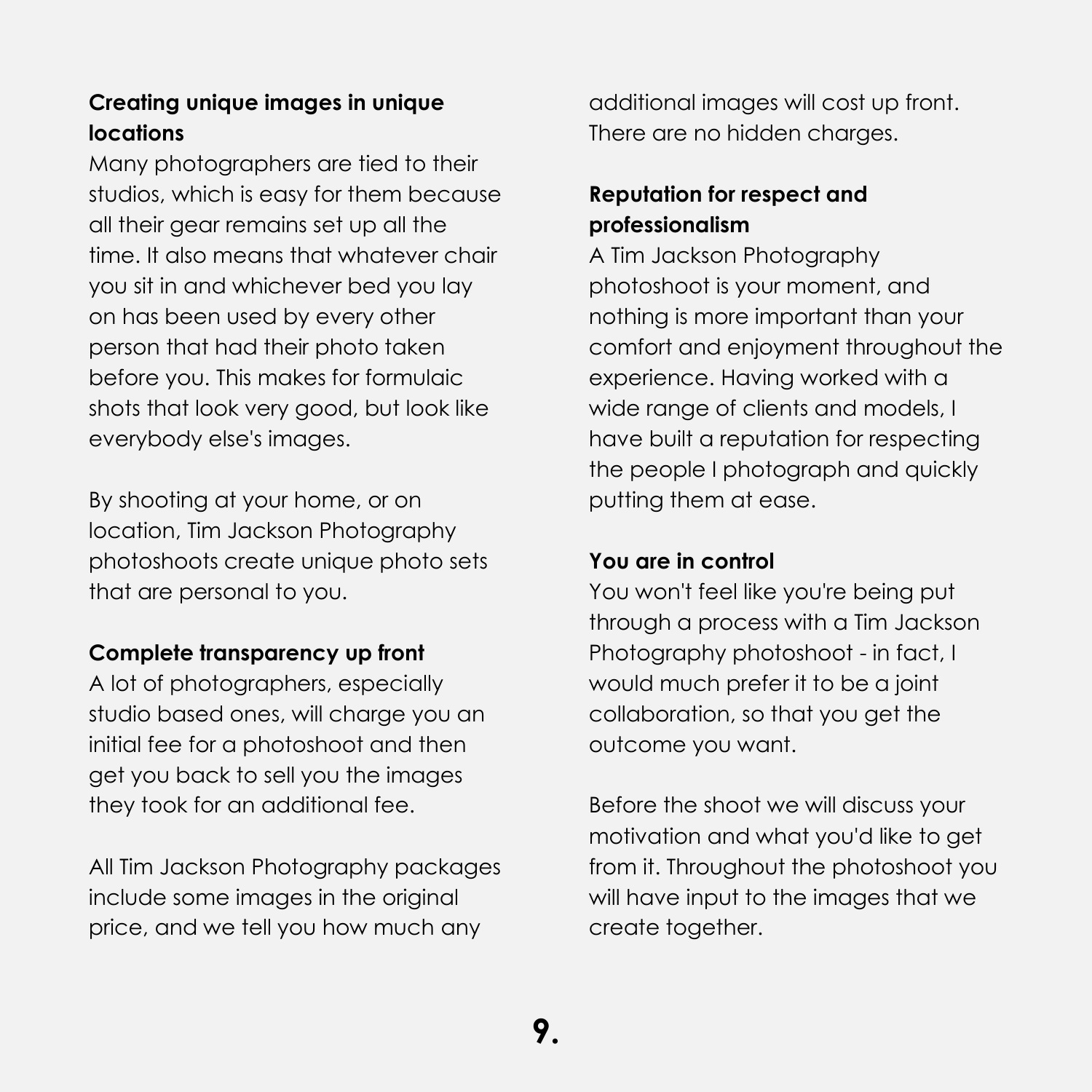**Creating unique images in unique locations**

Many photographers are tied to their studios, which is easy for them because all their gear remains set up all the time. It also means that whatever chair you sit in and whichever bed you lay on has been used by every other person that had their photo taken before you. This makes for formulaic shots that look very good, but look like everybody else's images.

By shooting at your home, or on location, Tim Jackson Photography photoshoots create unique photo sets that are personal to you.

**Complete transparency up front**

A lot of photographers, especially studio based ones, will charge you an initial fee for a photoshoot and then get you back to sell you the images they took for an additional fee.

All Tim Jackson Photography packages include some images in the original price, and we tell you how much any additional images will cost up front. There are no hidden charges.

**Reputation for respect and professionalism**

A Tim Jackson Photography photoshoot is your moment, and nothing is more important than your comfort and enjoyment throughout the experience. Having worked with a wide range of clients and models, I have built a reputation for respecting the people I photograph and quickly putting them at ease.

**You are in control**

You won't feel like you're being put through a process with a Tim Jackson Photography photoshoot - in fact, I would much prefer it to be a joint collaboration, so that you get the outcome you want.

Before the shoot we will discuss your motivation and what you'd like to get from it. Throughout the photoshoot you will have input to the images that we create together.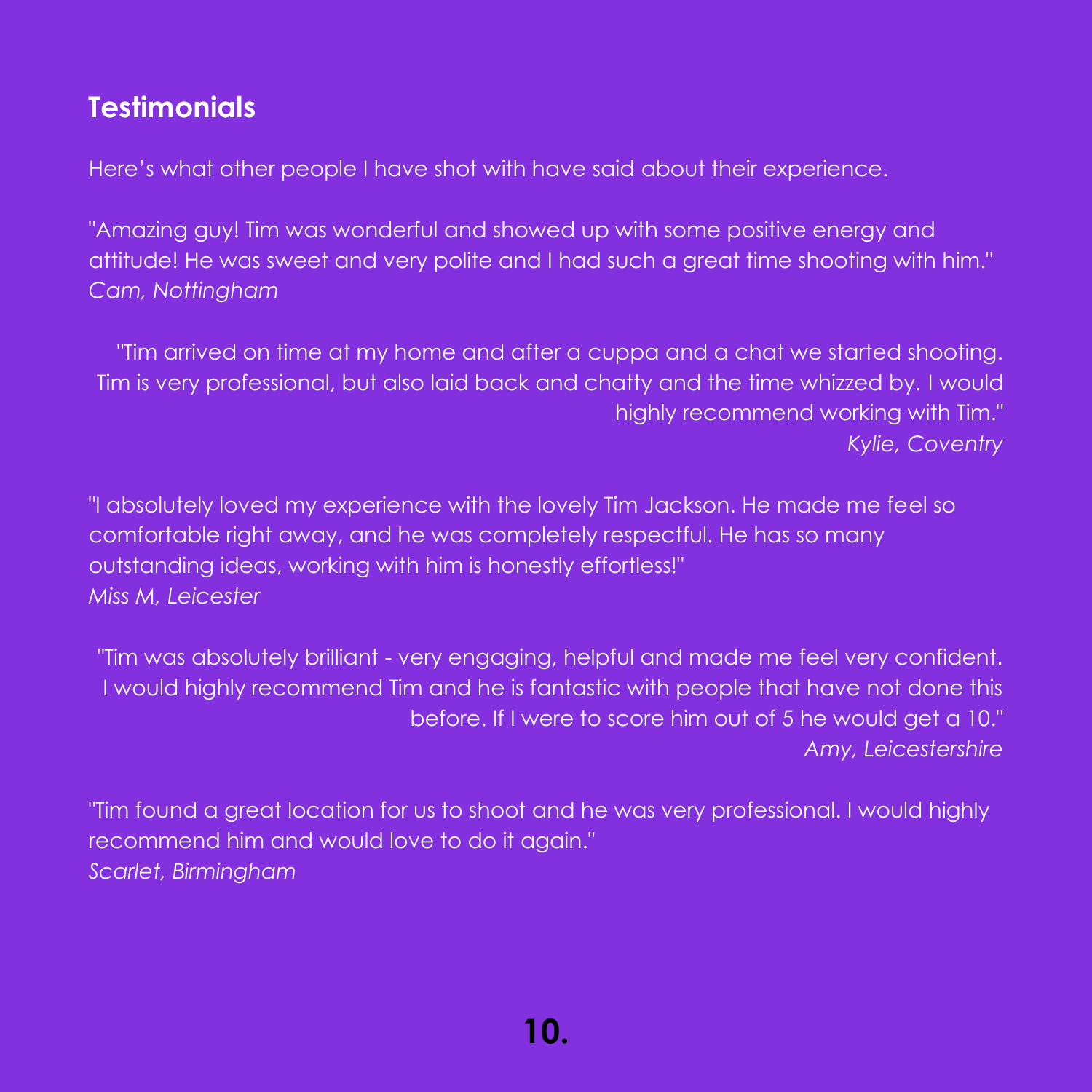## Testimonials

Here's what other people I have shot with have said about their experience.

"Amazing guy! Tim was wonderful and showed up with some positive energy and attitude! He was sweet and very polite and I had such a great time shooting with him."
*Cam, Nottingham*

"Tim arrived on time at my home and after a cuppa and a chat we started shooting. Tim is very professional, but also laid back and chatty and the time whizzed by. I would highly recommend working with Tim."
*Kylie, Coventry*

"I absolutely loved my experience with the lovely Tim Jackson. He made me feel so comfortable right away, and he was completely respectful. He has so many outstanding ideas, working with him is honestly effortless!"
*Miss M, Leicester*

"Tim was absolutely brilliant - very engaging, helpful and made me feel very confident. I would highly recommend Tim and he is fantastic with people that have not done this before. If I were to score him out of 5 he would get a 10."
*Amy, Leicestershire*

"Tim found a great location for us to shoot and he was very professional. I would highly recommend him and would love to do it again."
*Scarlet, Birmingham*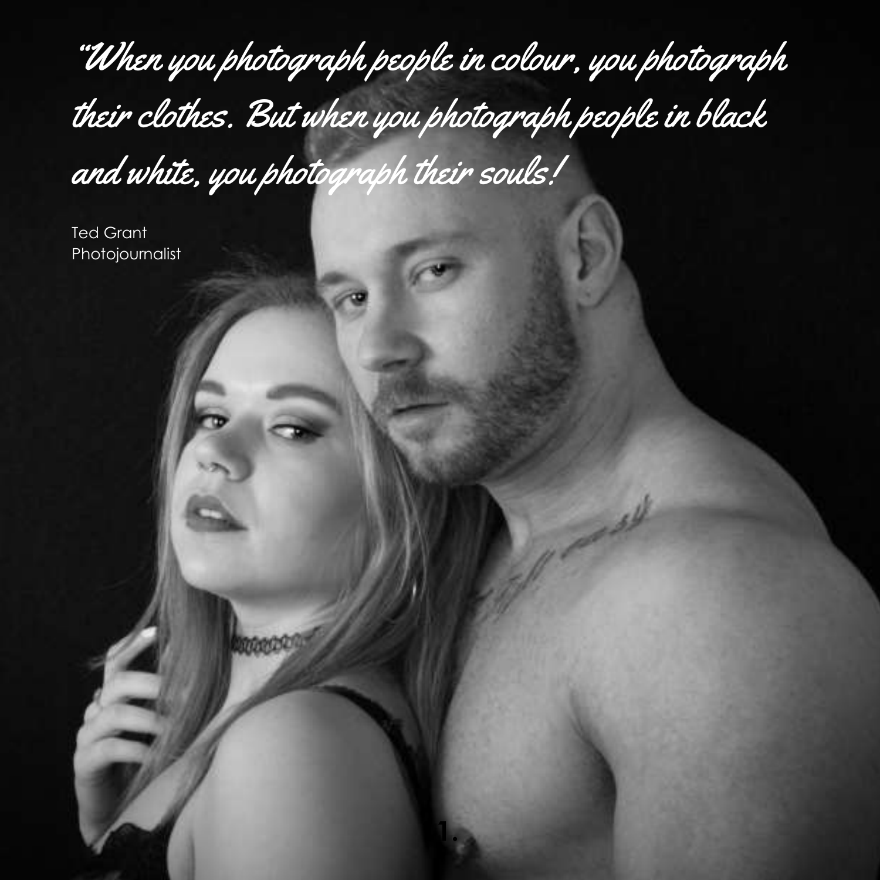*"When you photograph people in colour, you photograph their clothes. But when you photograph people in black and white, you photograph their souls!*

Ted Grant
Photojournalist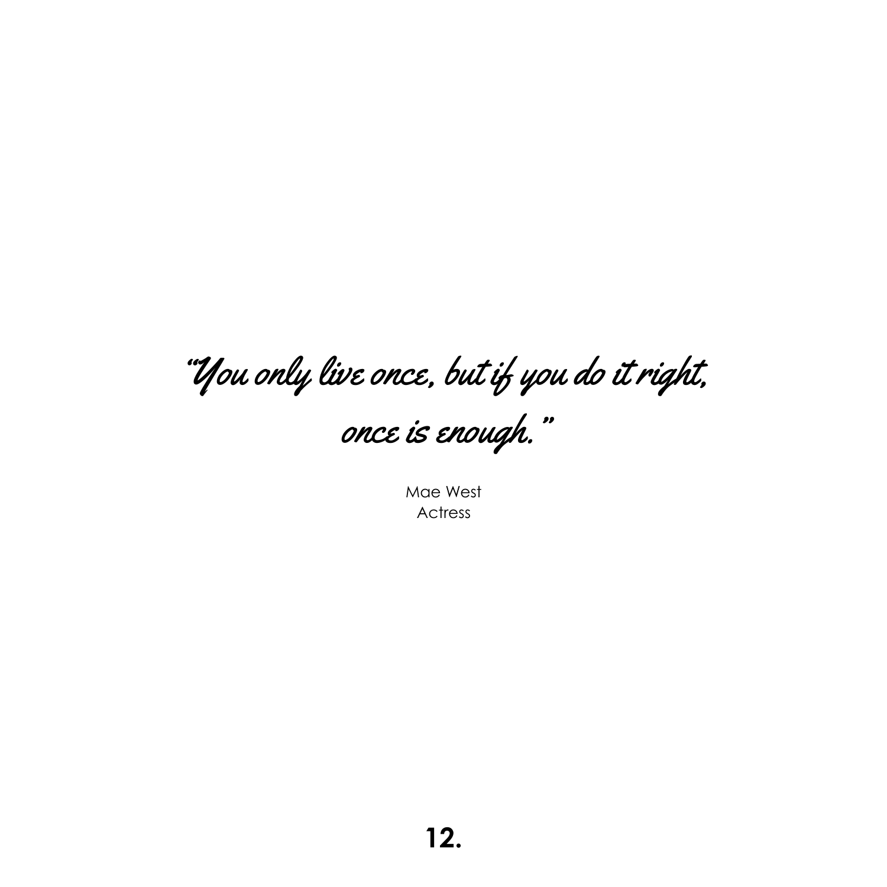*"You only live once, but if you do it right, once is enough."*

Mae West
Actress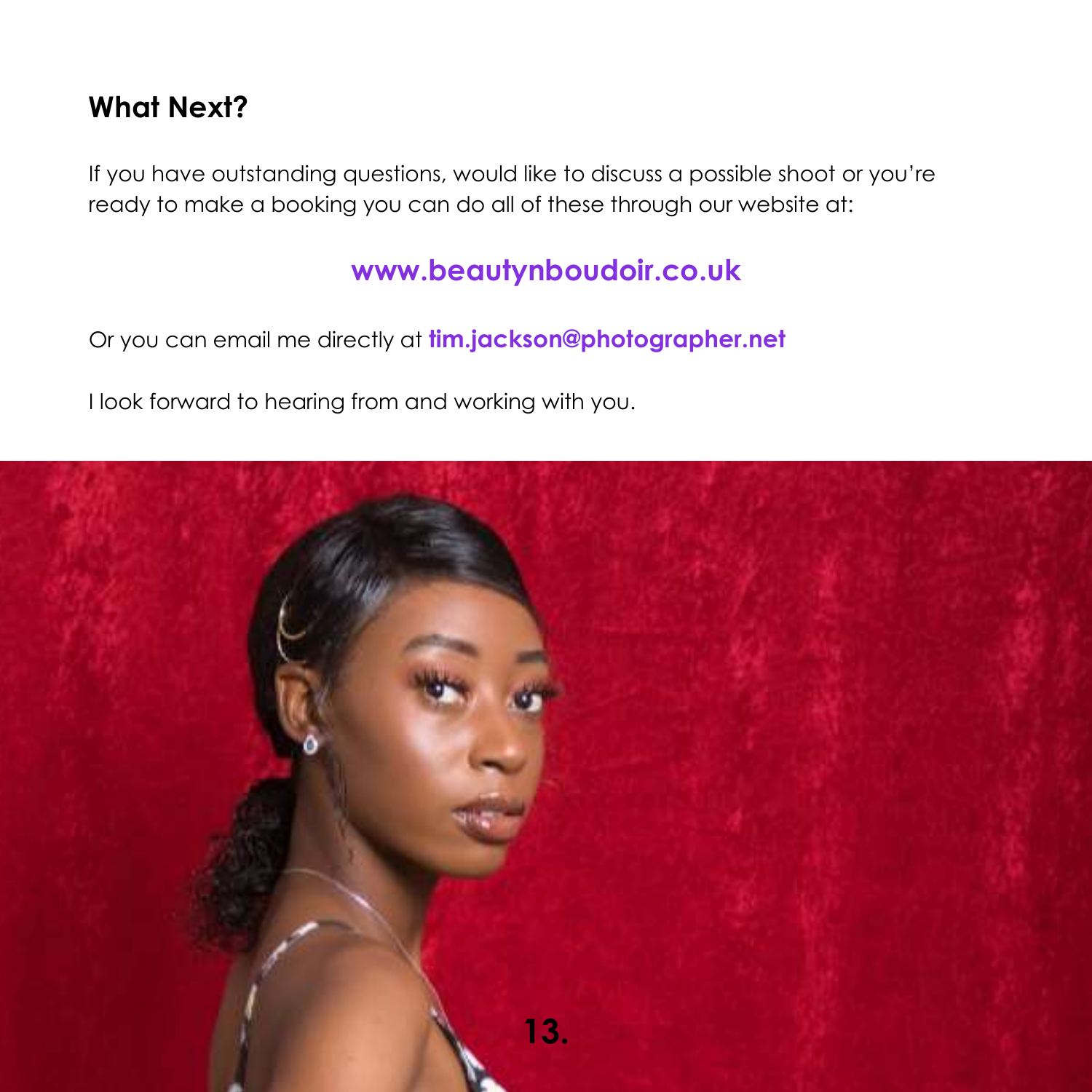## What Next?

If you have outstanding questions, would like to discuss a possible shoot or you're ready to make a booking you can do all of these through our website at:

**www.beautynboudoir.co.uk**

Or you can email me directly at **tim.jackson@photographer.net**

I look forward to hearing from and working with you.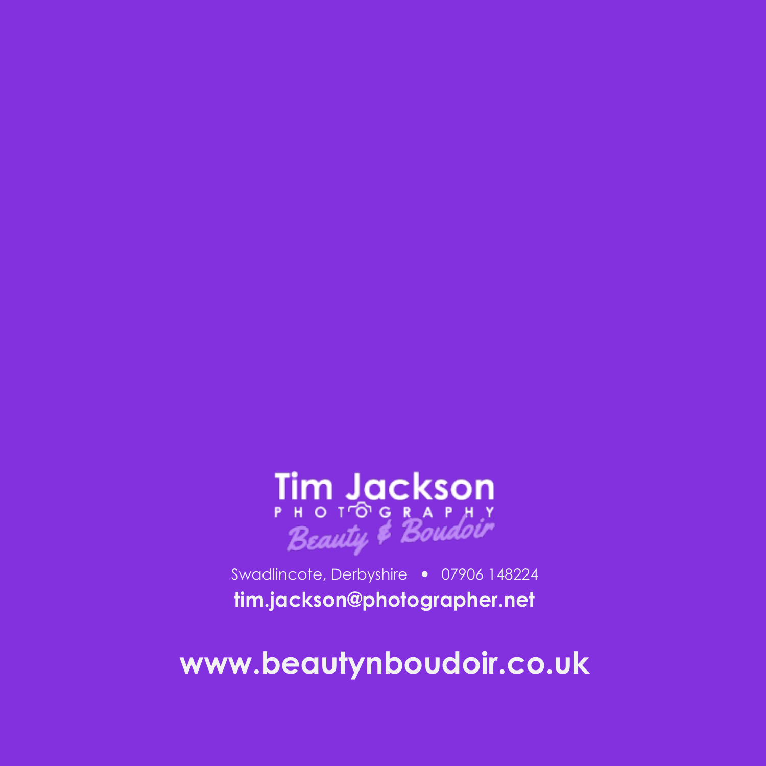Tim Jackson

PHOTOGRAPHY

Beauty & Boudoir

Swadlincote, Derbyshire • 07906 148224

**tim.jackson@photographer.net**

**www.beautynboudoir.co.uk**